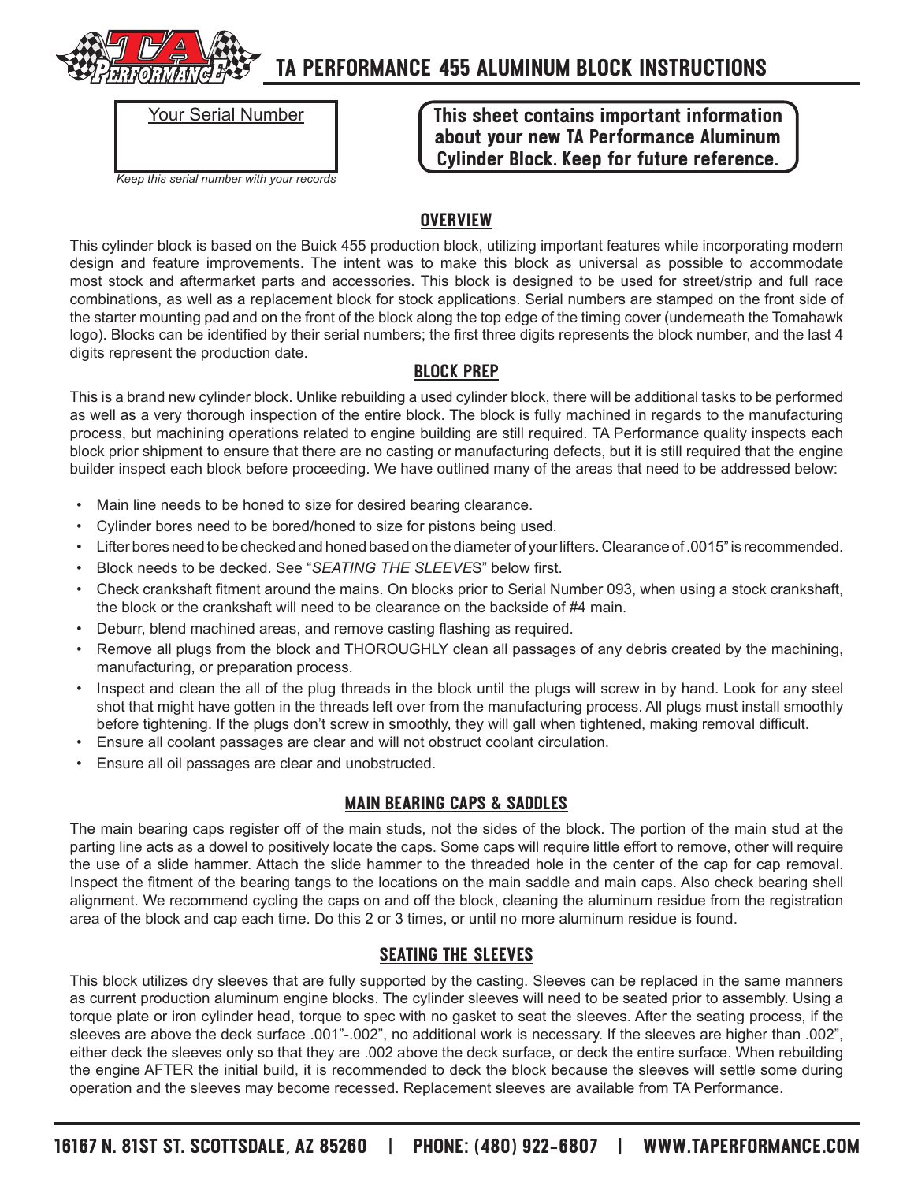# TA PERFORMANCE 455 ALUMINUM BLOCK INSTRUCTIONS

Your Serial Number

*Keep this serial number with your records*

**This sheet contains important information about your new TA Performance Aluminum Cylinder Block. Keep for future reference.**

## OVERVIEW

This cylinder block is based on the Buick 455 production block, utilizing important features while incorporating modern design and feature improvements. The intent was to make this block as universal as possible to accommodate most stock and aftermarket parts and accessories. This block is designed to be used for street/strip and full race combinations, as well as a replacement block for stock applications. Serial numbers are stamped on the front side of the starter mounting pad and on the front of the block along the top edge of the timing cover (underneath the Tomahawk logo). Blocks can be identified by their serial numbers; the first three digits represents the block number, and the last 4 digits represent the production date.

## BLOCK PREP

This is a brand new cylinder block. Unlike rebuilding a used cylinder block, there will be additional tasks to be performed as well as a very thorough inspection of the entire block. The block is fully machined in regards to the manufacturing process, but machining operations related to engine building are still required. TA Performance quality inspects each block prior shipment to ensure that there are no casting or manufacturing defects, but it is still required that the engine builder inspect each block before proceeding. We have outlined many of the areas that need to be addressed below:

- Main line needs to be honed to size for desired bearing clearance.
- Cylinder bores need to be bored/honed to size for pistons being used.
- Lifter bores need to be checked and honed based on the diameter of your lifters. Clearance of .0015" is recommended.
- Block needs to be decked. See "*SEATING THE SLEEVE*S" below first.
- Check crankshaft fitment around the mains. On blocks prior to Serial Number 093, when using a stock crankshaft, the block or the crankshaft will need to be clearance on the backside of #4 main.
- Deburr, blend machined areas, and remove casting flashing as required.
- Remove all plugs from the block and THOROUGHLY clean all passages of any debris created by the machining, manufacturing, or preparation process.
- Inspect and clean the all of the plug threads in the block until the plugs will screw in by hand. Look for any steel shot that might have gotten in the threads left over from the manufacturing process. All plugs must install smoothly before tightening. If the plugs don't screw in smoothly, they will gall when tightened, making removal difficult.
- Ensure all coolant passages are clear and will not obstruct coolant circulation.
- Ensure all oil passages are clear and unobstructed.

## MAIN BEARING CAPS & SADDLES

The main bearing caps register off of the main studs, not the sides of the block. The portion of the main stud at the parting line acts as a dowel to positively locate the caps. Some caps will require little effort to remove, other will require the use of a slide hammer. Attach the slide hammer to the threaded hole in the center of the cap for cap removal. Inspect the fitment of the bearing tangs to the locations on the main saddle and main caps. Also check bearing shell alignment. We recommend cycling the caps on and off the block, cleaning the aluminum residue from the registration area of the block and cap each time. Do this 2 or 3 times, or until no more aluminum residue is found.

## SEATING THE SLEEVES

This block utilizes dry sleeves that are fully supported by the casting. Sleeves can be replaced in the same manners as current production aluminum engine blocks. The cylinder sleeves will need to be seated prior to assembly. Using a torque plate or iron cylinder head, torque to spec with no gasket to seat the sleeves. After the seating process, if the sleeves are above the deck surface .001"-.002", no additional work is necessary. If the sleeves are higher than .002", either deck the sleeves only so that they are .002 above the deck surface, or deck the entire surface. When rebuilding the engine AFTER the initial build, it is recommended to deck the block because the sleeves will settle some during operation and the sleeves may become recessed. Replacement sleeves are available from TA Performance.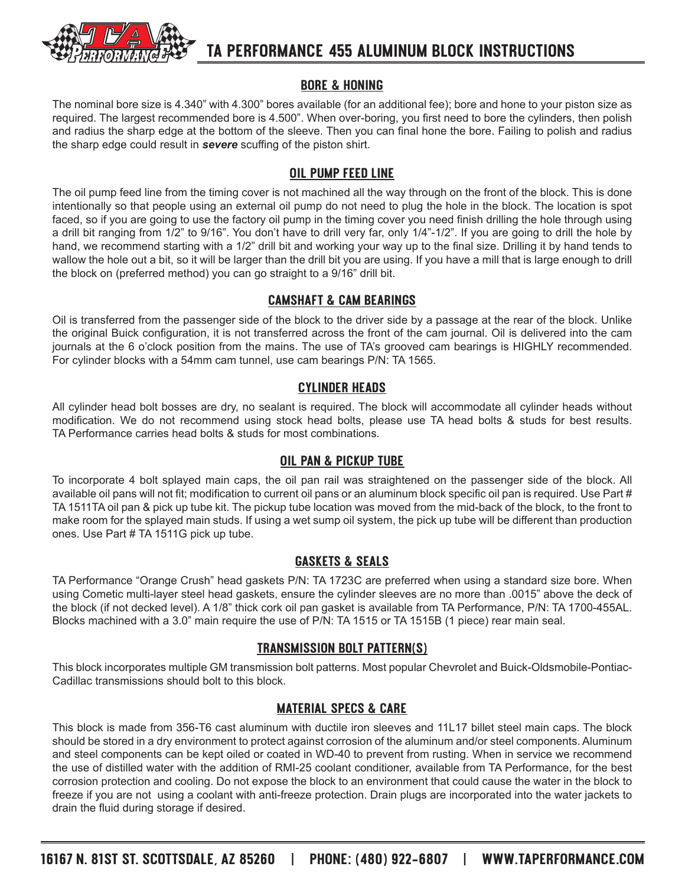# TA PERFORMANCE 455 ALUMINUM BLOCK INSTRUCTIONS

## BORE & HONING

The nominal bore size is 4.340" with 4.300" bores available (for an additional fee); bore and hone to your piston size as required. The largest recommended bore is 4.500". When over-boring, you first need to bore the cylinders, then polish and radius the sharp edge at the bottom of the sleeve. Then you can final hone the bore. Failing to polish and radius the sharp edge could result in ***severe*** scuffing of the piston shirt.

## OIL PUMP FEED LINE

The oil pump feed line from the timing cover is not machined all the way through on the front of the block. This is done intentionally so that people using an external oil pump do not need to plug the hole in the block. The location is spot faced, so if you are going to use the factory oil pump in the timing cover you need finish drilling the hole through using a drill bit ranging from 1/2" to 9/16". You don't have to drill very far, only 1/4"-1/2". If you are going to drill the hole by hand, we recommend starting with a 1/2" drill bit and working your way up to the final size. Drilling it by hand tends to wallow the hole out a bit, so it will be larger than the drill bit you are using. If you have a mill that is large enough to drill the block on (preferred method) you can go straight to a 9/16" drill bit.

## CAMSHAFT & CAM BEARINGS

Oil is transferred from the passenger side of the block to the driver side by a passage at the rear of the block. Unlike the original Buick configuration, it is not transferred across the front of the cam journal. Oil is delivered into the cam journals at the 6 o'clock position from the mains. The use of TA's grooved cam bearings is HIGHLY recommended. For cylinder blocks with a 54mm cam tunnel, use cam bearings P/N: TA 1565.

## CYLINDER HEADS

All cylinder head bolt bosses are dry, no sealant is required. The block will accommodate all cylinder heads without modification. We do not recommend using stock head bolts, please use TA head bolts & studs for best results. TA Performance carries head bolts & studs for most combinations.

## OIL PAN & PICKUP TUBE

To incorporate 4 bolt splayed main caps, the oil pan rail was straightened on the passenger side of the block. All available oil pans will not fit; modification to current oil pans or an aluminum block specific oil pan is required. Use Part # TA 1511TA oil pan & pick up tube kit. The pickup tube location was moved from the mid-back of the block, to the front to make room for the splayed main studs. If using a wet sump oil system, the pick up tube will be different than production ones. Use Part # TA 1511G pick up tube.

## GASKETS & SEALS

TA Performance "Orange Crush" head gaskets P/N: TA 1723C are preferred when using a standard size bore. When using Cometic multi-layer steel head gaskets, ensure the cylinder sleeves are no more than .0015" above the deck of the block (if not decked level). A 1/8" thick cork oil pan gasket is available from TA Performance, P/N: TA 1700-455AL. Blocks machined with a 3.0" main require the use of P/N: TA 1515 or TA 1515B (1 piece) rear main seal.

## TRANSMISSION BOLT PATTERN(S)

This block incorporates multiple GM transmission bolt patterns. Most popular Chevrolet and Buick-Oldsmobile-Pontiac-Cadillac transmissions should bolt to this block.

## MATERIAL SPECS & CARE

This block is made from 356-T6 cast aluminum with ductile iron sleeves and 11L17 billet steel main caps. The block should be stored in a dry environment to protect against corrosion of the aluminum and/or steel components. Aluminum and steel components can be kept oiled or coated in WD-40 to prevent from rusting. When in service we recommend the use of distilled water with the addition of RMI-25 coolant conditioner, available from TA Performance, for the best corrosion protection and cooling. Do not expose the block to an environment that could cause the water in the block to freeze if you are not using a coolant with anti-freeze protection. Drain plugs are incorporated into the water jackets to drain the fluid during storage if desired.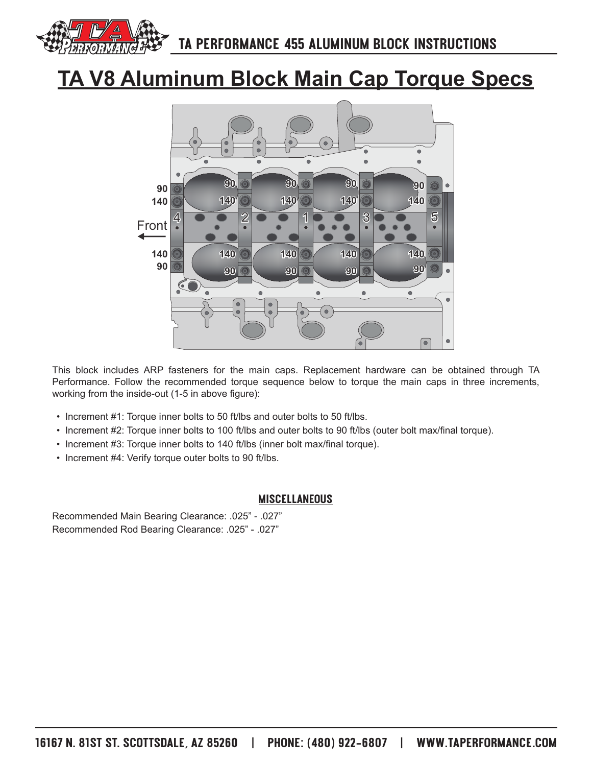# TA V8 Aluminum Block Main Cap Torque Specs

90
140
Front
140
90

90 140 140 90
90 140 140 90
90 140 140 90
90 140 140 90

4 2 1 3 5

This block includes ARP fasteners for the main caps. Replacement hardware can be obtained through TA Performance. Follow the recommended torque sequence below to torque the main caps in three increments, working from the inside-out (1-5 in above figure):

- Increment #1: Torque inner bolts to 50 ft/lbs and outer bolts to 50 ft/lbs.
- Increment #2: Torque inner bolts to 100 ft/lbs and outer bolts to 90 ft/lbs (outer bolt max/final torque).
- Increment #3: Torque inner bolts to 140 ft/lbs (inner bolt max/final torque).
- Increment #4: Verify torque outer bolts to 90 ft/lbs.

## MISCELLANEOUS

Recommended Main Bearing Clearance: .025" - .027"
Recommended Rod Bearing Clearance: .025" - .027"